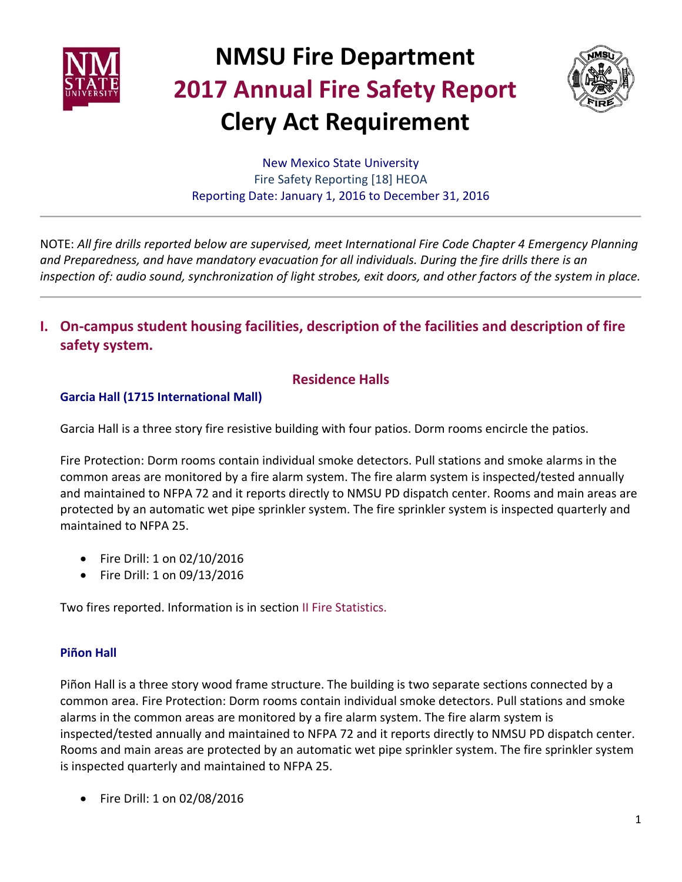# NMSU Fire Department
# 2017 Annual Fire Safety Report
# Clery Act Requirement

New Mexico State University
Fire Safety Reporting [18] HEOA
Reporting Date: January 1, 2016 to December 31, 2016

---

NOTE: *All fire drills reported below are supervised, meet International Fire Code Chapter 4 Emergency Planning and Preparedness, and have mandatory evacuation for all individuals. During the fire drills there is an inspection of: audio sound, synchronization of light strobes, exit doors, and other factors of the system in place.*

---

## I. On-campus student housing facilities, description of the facilities and description of fire safety system.

### Residence Halls

#### Garcia Hall (1715 International Mall)

Garcia Hall is a three story fire resistive building with four patios. Dorm rooms encircle the patios.

Fire Protection: Dorm rooms contain individual smoke detectors. Pull stations and smoke alarms in the common areas are monitored by a fire alarm system. The fire alarm system is inspected/tested annually and maintained to NFPA 72 and it reports directly to NMSU PD dispatch center. Rooms and main areas are protected by an automatic wet pipe sprinkler system. The fire sprinkler system is inspected quarterly and maintained to NFPA 25.

- Fire Drill: 1 on 02/10/2016
- Fire Drill: 1 on 09/13/2016

Two fires reported. Information is in section II Fire Statistics.

#### Piñon Hall

Piñon Hall is a three story wood frame structure. The building is two separate sections connected by a common area. Fire Protection: Dorm rooms contain individual smoke detectors. Pull stations and smoke alarms in the common areas are monitored by a fire alarm system. The fire alarm system is inspected/tested annually and maintained to NFPA 72 and it reports directly to NMSU PD dispatch center. Rooms and main areas are protected by an automatic wet pipe sprinkler system. The fire sprinkler system is inspected quarterly and maintained to NFPA 25.

- Fire Drill: 1 on 02/08/2016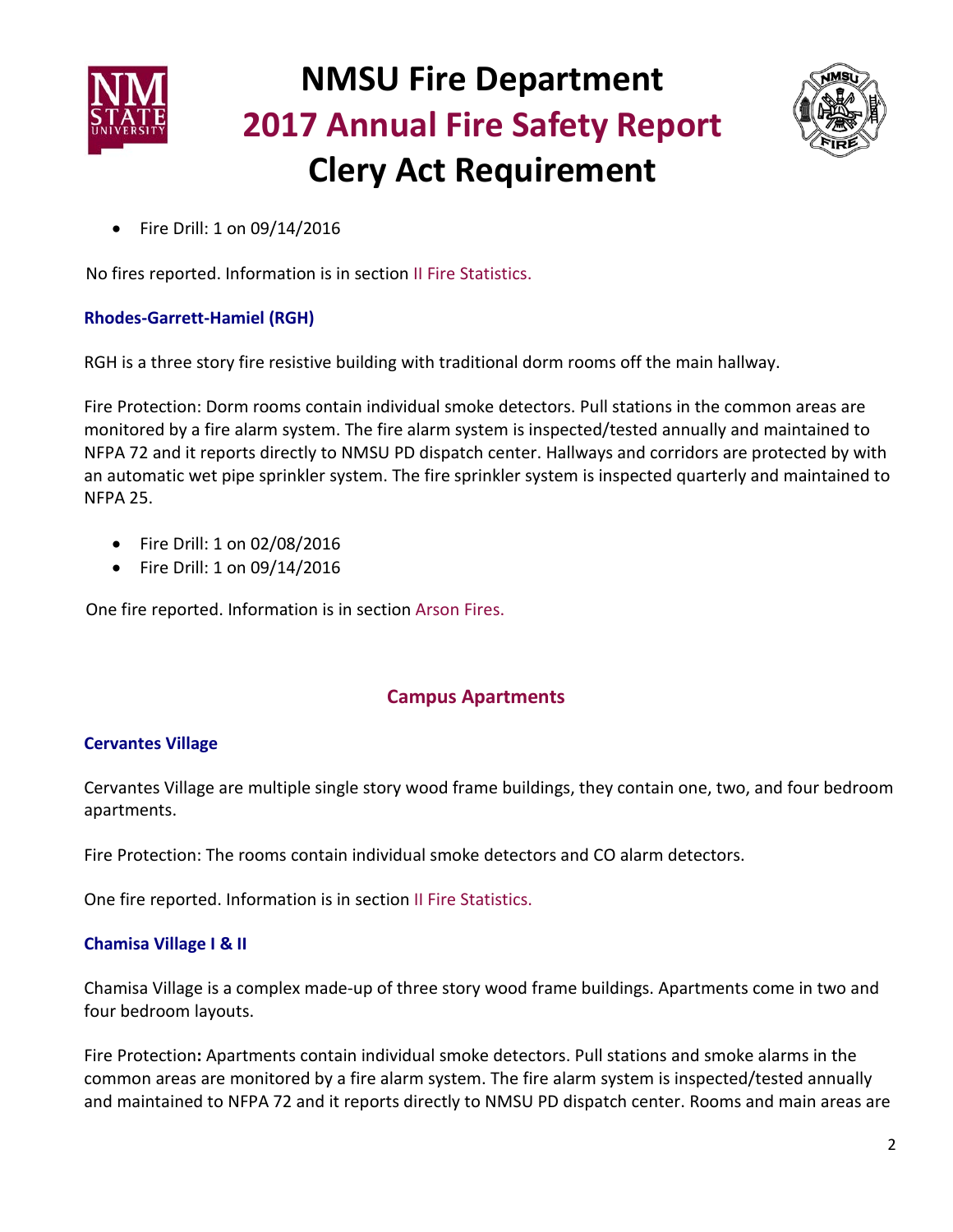- Fire Drill: 1 on 09/14/2016

No fires reported. Information is in section II Fire Statistics.

### Rhodes-Garrett-Hamiel (RGH)

RGH is a three story fire resistive building with traditional dorm rooms off the main hallway.

Fire Protection: Dorm rooms contain individual smoke detectors. Pull stations in the common areas are monitored by a fire alarm system. The fire alarm system is inspected/tested annually and maintained to NFPA 72 and it reports directly to NMSU PD dispatch center. Hallways and corridors are protected by with an automatic wet pipe sprinkler system. The fire sprinkler system is inspected quarterly and maintained to NFPA 25.

- Fire Drill: 1 on 02/08/2016
- Fire Drill: 1 on 09/14/2016

One fire reported. Information is in section Arson Fires.

## Campus Apartments

### Cervantes Village

Cervantes Village are multiple single story wood frame buildings, they contain one, two, and four bedroom apartments.

Fire Protection: The rooms contain individual smoke detectors and CO alarm detectors.

One fire reported. Information is in section II Fire Statistics.

### Chamisa Village I & II

Chamisa Village is a complex made-up of three story wood frame buildings. Apartments come in two and four bedroom layouts.

Fire Protection**:** Apartments contain individual smoke detectors. Pull stations and smoke alarms in the common areas are monitored by a fire alarm system. The fire alarm system is inspected/tested annually and maintained to NFPA 72 and it reports directly to NMSU PD dispatch center. Rooms and main areas are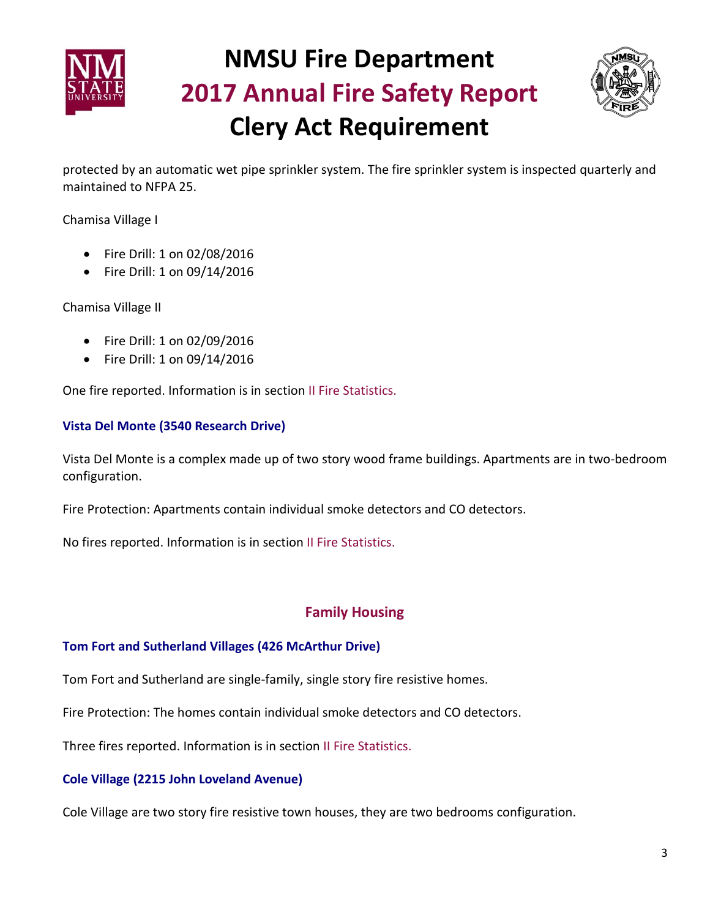protected by an automatic wet pipe sprinkler system. The fire sprinkler system is inspected quarterly and maintained to NFPA 25.

Chamisa Village I

- Fire Drill: 1 on 02/08/2016
- Fire Drill: 1 on 09/14/2016

Chamisa Village II

- Fire Drill: 1 on 02/09/2016
- Fire Drill: 1 on 09/14/2016

One fire reported. Information is in section II Fire Statistics.

### Vista Del Monte (3540 Research Drive)

Vista Del Monte is a complex made up of two story wood frame buildings. Apartments are in two-bedroom configuration.

Fire Protection: Apartments contain individual smoke detectors and CO detectors.

No fires reported. Information is in section II Fire Statistics.

## Family Housing

### Tom Fort and Sutherland Villages (426 McArthur Drive)

Tom Fort and Sutherland are single-family, single story fire resistive homes.

Fire Protection: The homes contain individual smoke detectors and CO detectors.

Three fires reported. Information is in section II Fire Statistics.

### Cole Village (2215 John Loveland Avenue)

Cole Village are two story fire resistive town houses, they are two bedrooms configuration.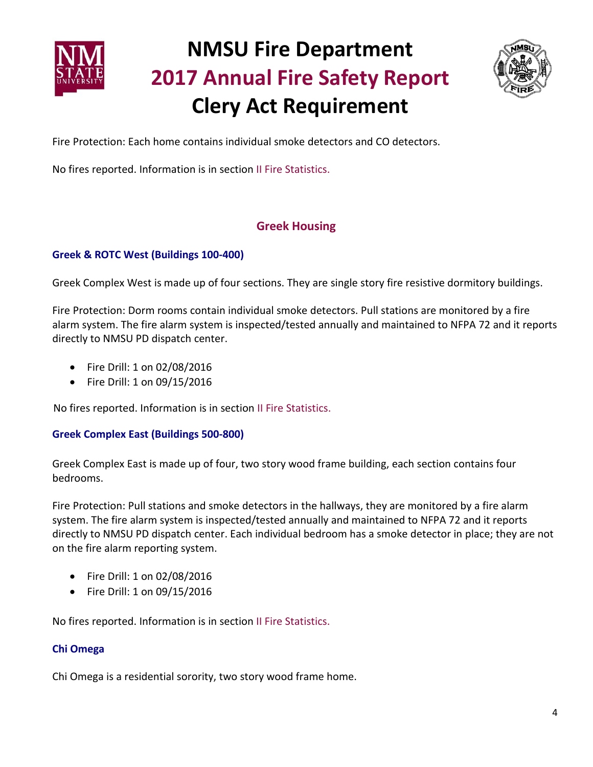Fire Protection: Each home contains individual smoke detectors and CO detectors.

No fires reported. Information is in section II Fire Statistics.

## Greek Housing

### Greek & ROTC West (Buildings 100-400)

Greek Complex West is made up of four sections. They are single story fire resistive dormitory buildings.

Fire Protection: Dorm rooms contain individual smoke detectors. Pull stations are monitored by a fire alarm system. The fire alarm system is inspected/tested annually and maintained to NFPA 72 and it reports directly to NMSU PD dispatch center.

- Fire Drill: 1 on 02/08/2016
- Fire Drill: 1 on 09/15/2016

No fires reported. Information is in section II Fire Statistics.

### Greek Complex East (Buildings 500-800)

Greek Complex East is made up of four, two story wood frame building, each section contains four bedrooms.

Fire Protection: Pull stations and smoke detectors in the hallways, they are monitored by a fire alarm system. The fire alarm system is inspected/tested annually and maintained to NFPA 72 and it reports directly to NMSU PD dispatch center. Each individual bedroom has a smoke detector in place; they are not on the fire alarm reporting system.

- Fire Drill: 1 on 02/08/2016
- Fire Drill: 1 on 09/15/2016

No fires reported. Information is in section II Fire Statistics.

### Chi Omega

Chi Omega is a residential sorority, two story wood frame home.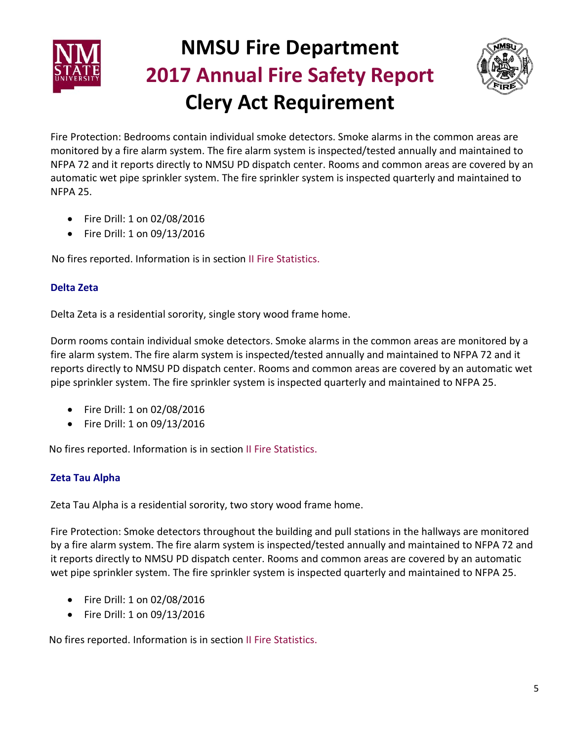Fire Protection: Bedrooms contain individual smoke detectors. Smoke alarms in the common areas are monitored by a fire alarm system. The fire alarm system is inspected/tested annually and maintained to NFPA 72 and it reports directly to NMSU PD dispatch center. Rooms and common areas are covered by an automatic wet pipe sprinkler system. The fire sprinkler system is inspected quarterly and maintained to NFPA 25.

- Fire Drill: 1 on 02/08/2016
- Fire Drill: 1 on 09/13/2016

No fires reported. Information is in section II Fire Statistics.

### Delta Zeta

Delta Zeta is a residential sorority, single story wood frame home.

Dorm rooms contain individual smoke detectors. Smoke alarms in the common areas are monitored by a fire alarm system. The fire alarm system is inspected/tested annually and maintained to NFPA 72 and it reports directly to NMSU PD dispatch center. Rooms and common areas are covered by an automatic wet pipe sprinkler system. The fire sprinkler system is inspected quarterly and maintained to NFPA 25.

- Fire Drill: 1 on 02/08/2016
- Fire Drill: 1 on 09/13/2016

No fires reported. Information is in section II Fire Statistics.

### Zeta Tau Alpha

Zeta Tau Alpha is a residential sorority, two story wood frame home.

Fire Protection: Smoke detectors throughout the building and pull stations in the hallways are monitored by a fire alarm system. The fire alarm system is inspected/tested annually and maintained to NFPA 72 and it reports directly to NMSU PD dispatch center. Rooms and common areas are covered by an automatic wet pipe sprinkler system. The fire sprinkler system is inspected quarterly and maintained to NFPA 25.

- Fire Drill: 1 on 02/08/2016
- Fire Drill: 1 on 09/13/2016

No fires reported. Information is in section II Fire Statistics.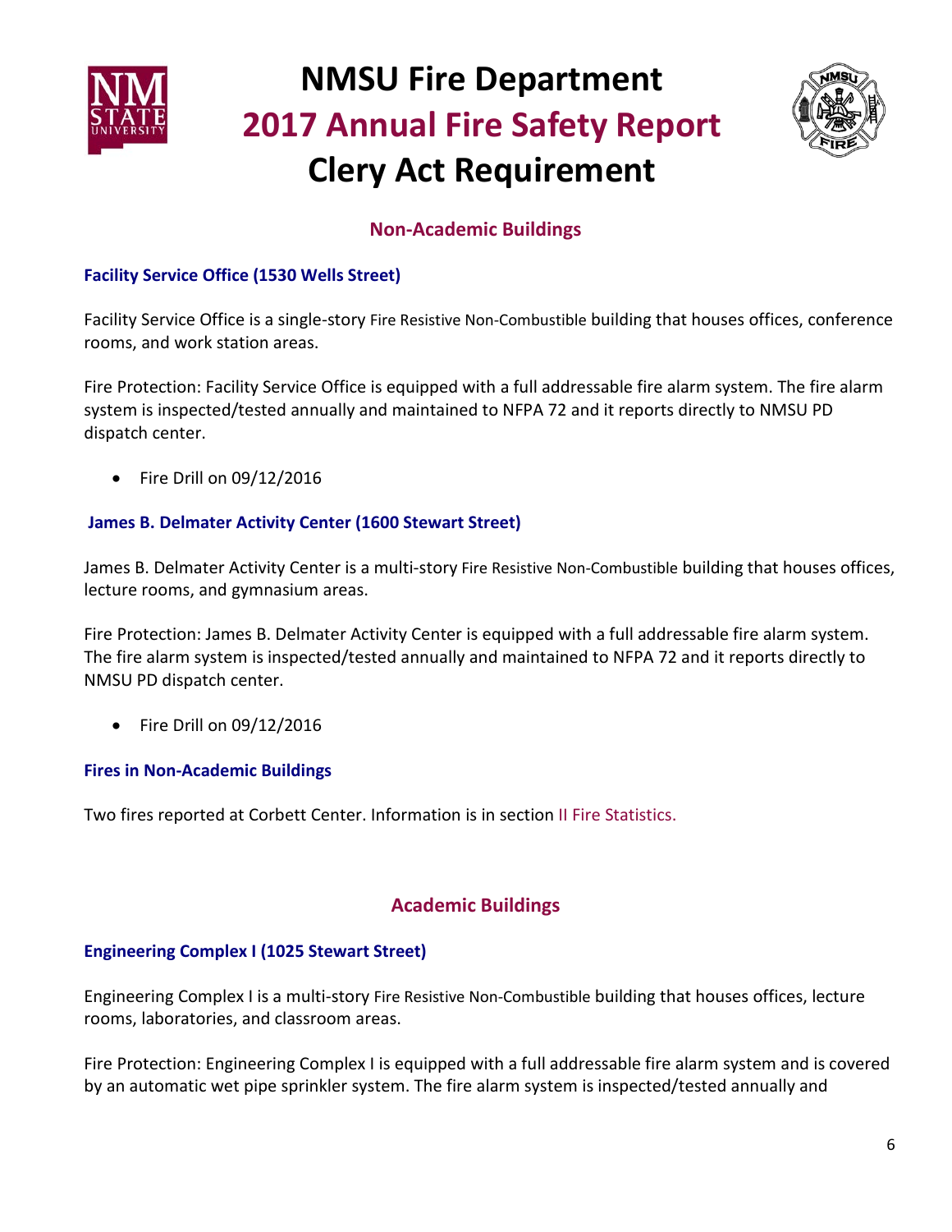## Non-Academic Buildings

### Facility Service Office (1530 Wells Street)

Facility Service Office is a single-story Fire Resistive Non-Combustible building that houses offices, conference rooms, and work station areas.

Fire Protection: Facility Service Office is equipped with a full addressable fire alarm system. The fire alarm system is inspected/tested annually and maintained to NFPA 72 and it reports directly to NMSU PD dispatch center.

- Fire Drill on 09/12/2016

### James B. Delmater Activity Center (1600 Stewart Street)

James B. Delmater Activity Center is a multi-story Fire Resistive Non-Combustible building that houses offices, lecture rooms, and gymnasium areas.

Fire Protection: James B. Delmater Activity Center is equipped with a full addressable fire alarm system. The fire alarm system is inspected/tested annually and maintained to NFPA 72 and it reports directly to NMSU PD dispatch center.

- Fire Drill on 09/12/2016

### Fires in Non-Academic Buildings

Two fires reported at Corbett Center. Information is in section II Fire Statistics.

## Academic Buildings

### Engineering Complex I (1025 Stewart Street)

Engineering Complex I is a multi-story Fire Resistive Non-Combustible building that houses offices, lecture rooms, laboratories, and classroom areas.

Fire Protection: Engineering Complex I is equipped with a full addressable fire alarm system and is covered by an automatic wet pipe sprinkler system. The fire alarm system is inspected/tested annually and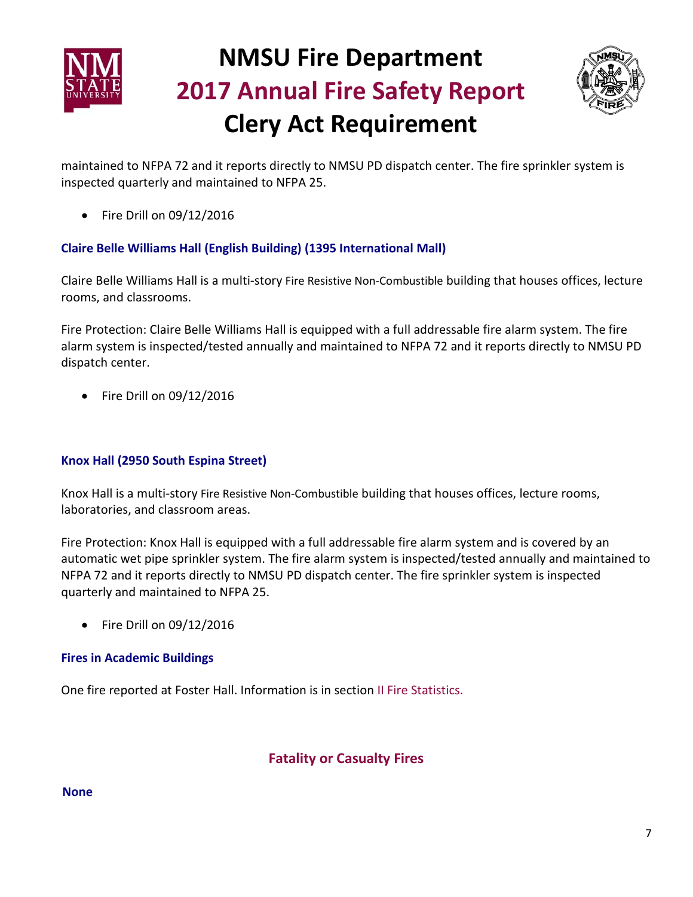maintained to NFPA 72 and it reports directly to NMSU PD dispatch center. The fire sprinkler system is inspected quarterly and maintained to NFPA 25.

- Fire Drill on 09/12/2016

### Claire Belle Williams Hall (English Building) (1395 International Mall)

Claire Belle Williams Hall is a multi-story Fire Resistive Non-Combustible building that houses offices, lecture rooms, and classrooms.

Fire Protection: Claire Belle Williams Hall is equipped with a full addressable fire alarm system. The fire alarm system is inspected/tested annually and maintained to NFPA 72 and it reports directly to NMSU PD dispatch center.

- Fire Drill on 09/12/2016

### Knox Hall (2950 South Espina Street)

Knox Hall is a multi-story Fire Resistive Non-Combustible building that houses offices, lecture rooms, laboratories, and classroom areas.

Fire Protection: Knox Hall is equipped with a full addressable fire alarm system and is covered by an automatic wet pipe sprinkler system. The fire alarm system is inspected/tested annually and maintained to NFPA 72 and it reports directly to NMSU PD dispatch center. The fire sprinkler system is inspected quarterly and maintained to NFPA 25.

- Fire Drill on 09/12/2016

### Fires in Academic Buildings

One fire reported at Foster Hall. Information is in section II Fire Statistics.

## Fatality or Casualty Fires

**None**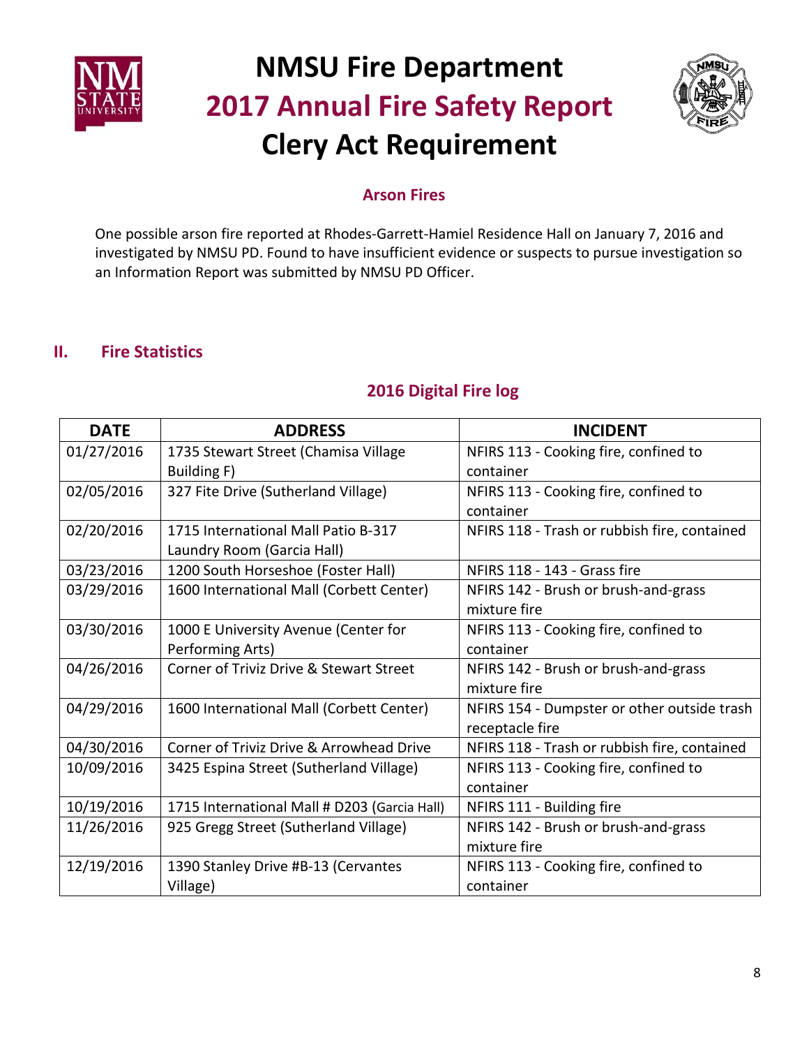# NMSU Fire Department
# 2017 Annual Fire Safety Report
# Clery Act Requirement

### Arson Fires

One possible arson fire reported at Rhodes-Garrett-Hamiel Residence Hall on January 7, 2016 and investigated by NMSU PD. Found to have insufficient evidence or suspects to pursue investigation so an Information Report was submitted by NMSU PD Officer.

## II. Fire Statistics

### 2016 Digital Fire log

| DATE | ADDRESS | INCIDENT |
|---|---|---|
| 01/27/2016 | 1735 Stewart Street (Chamisa Village Building F) | NFIRS 113 - Cooking fire, confined to container |
| 02/05/2016 | 327 Fite Drive (Sutherland Village) | NFIRS 113 - Cooking fire, confined to container |
| 02/20/2016 | 1715 International Mall Patio B-317 Laundry Room (Garcia Hall) | NFIRS 118 - Trash or rubbish fire, contained |
| 03/23/2016 | 1200 South Horseshoe (Foster Hall) | NFIRS 118 - 143 - Grass fire |
| 03/29/2016 | 1600 International Mall (Corbett Center) | NFIRS 142 - Brush or brush-and-grass mixture fire |
| 03/30/2016 | 1000 E University Avenue (Center for Performing Arts) | NFIRS 113 - Cooking fire, confined to container |
| 04/26/2016 | Corner of Triviz Drive & Stewart Street | NFIRS 142 - Brush or brush-and-grass mixture fire |
| 04/29/2016 | 1600 International Mall (Corbett Center) | NFIRS 154 - Dumpster or other outside trash receptacle fire |
| 04/30/2016 | Corner of Triviz Drive & Arrowhead Drive | NFIRS 118 - Trash or rubbish fire, contained |
| 10/09/2016 | 3425 Espina Street (Sutherland Village) | NFIRS 113 - Cooking fire, confined to container |
| 10/19/2016 | 1715 International Mall # D203 (Garcia Hall) | NFIRS 111 - Building fire |
| 11/26/2016 | 925 Gregg Street (Sutherland Village) | NFIRS 142 - Brush or brush-and-grass mixture fire |
| 12/19/2016 | 1390 Stanley Drive #B-13 (Cervantes Village) | NFIRS 113 - Cooking fire, confined to container |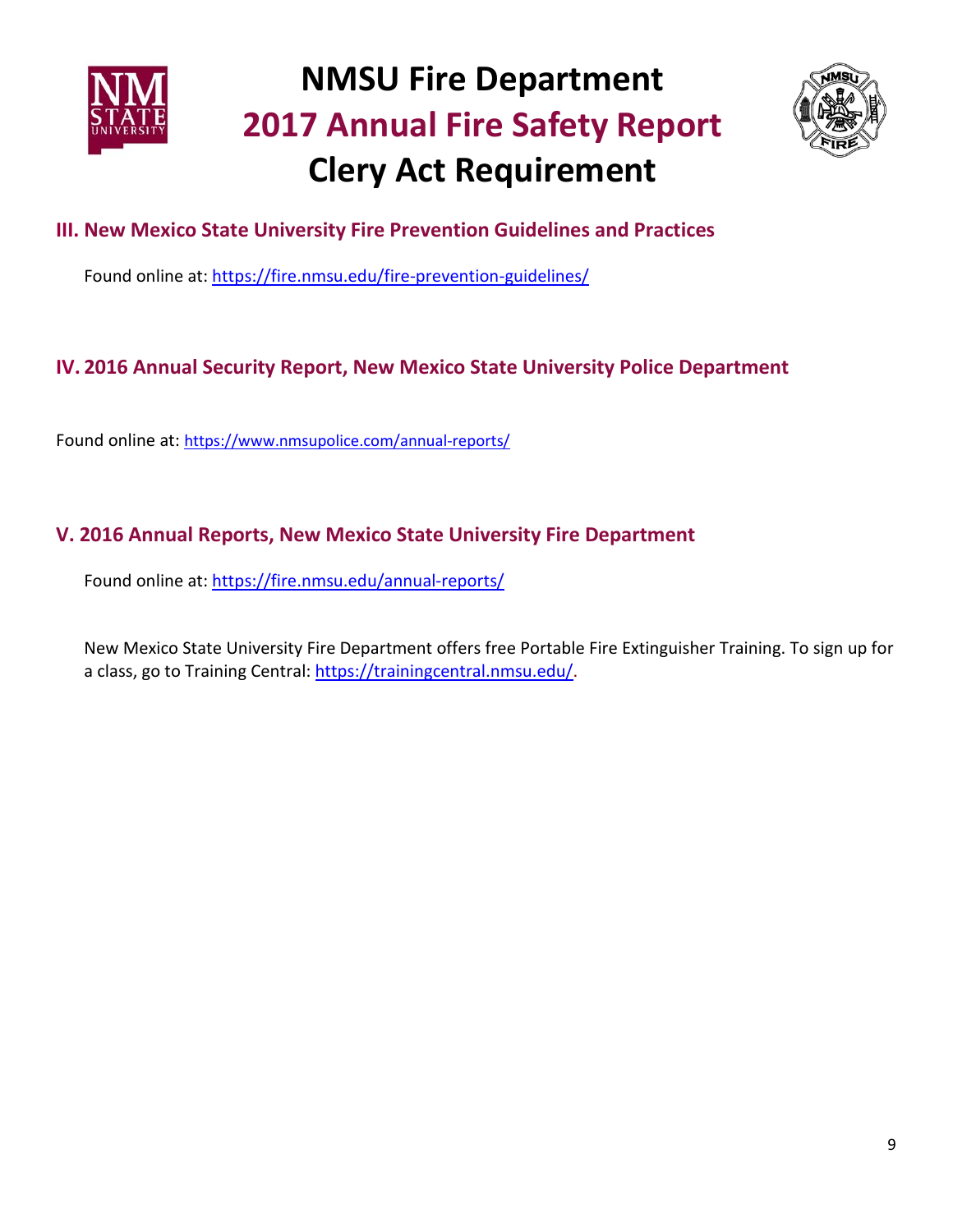# NMSU Fire Department
# 2017 Annual Fire Safety Report
# Clery Act Requirement

## III. New Mexico State University Fire Prevention Guidelines and Practices

Found online at: https://fire.nmsu.edu/fire-prevention-guidelines/

## IV. 2016 Annual Security Report, New Mexico State University Police Department

Found online at: https://www.nmsupolice.com/annual-reports/

## V. 2016 Annual Reports, New Mexico State University Fire Department

Found online at: https://fire.nmsu.edu/annual-reports/

New Mexico State University Fire Department offers free Portable Fire Extinguisher Training. To sign up for a class, go to Training Central: https://trainingcentral.nmsu.edu/.